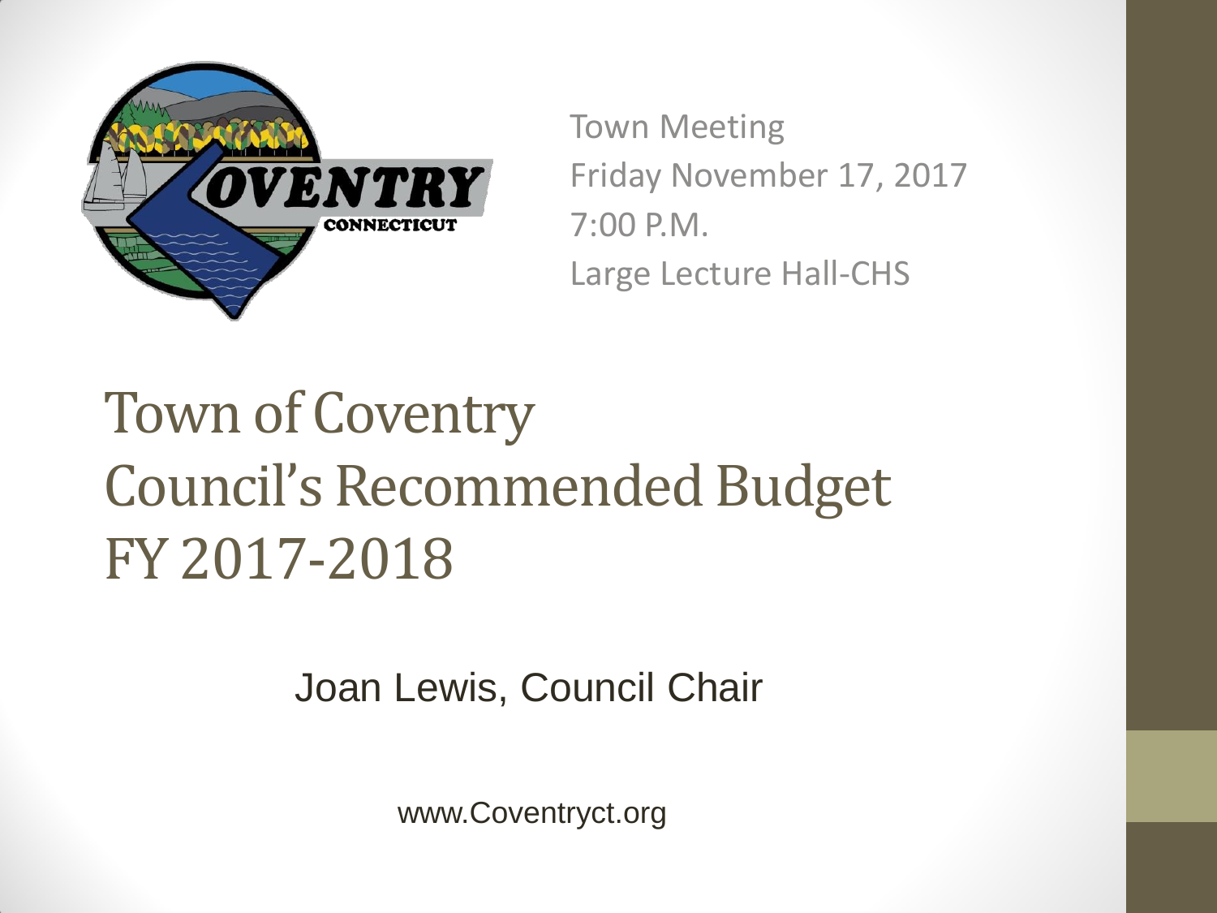Town Meeting
Friday November 17, 2017
7:00 P.M.
Large Lecture Hall-CHS

# Town of Coventry Council's Recommended Budget FY 2017-2018

Joan Lewis, Council Chair

www.Coventryct.org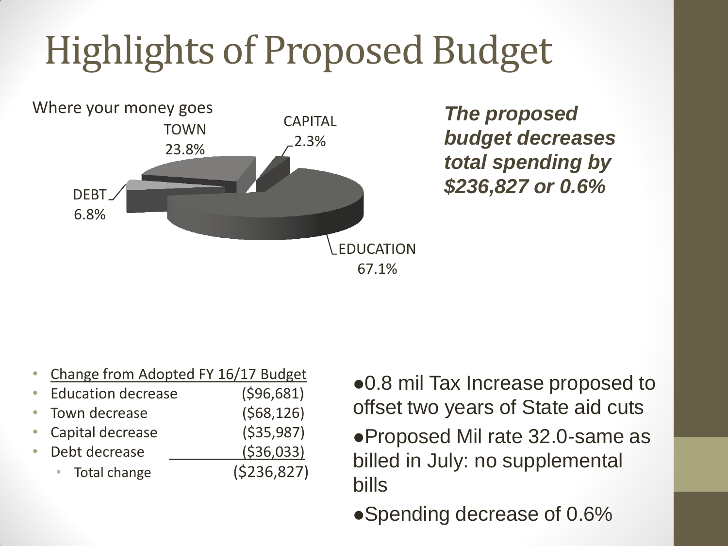# Highlights of Proposed Budget

Where your money goes

- TOWN 23.8%
- CAPITAL 2.3%
- DEBT 6.8%
- EDUCATION 67.1%

***The proposed budget decreases total spending by $236,827 or 0.6%***

| Change from Adopted FY 16/17 Budget | |
|---|---|
| Education decrease | ($96,681) |
| Town decrease | ($68,126) |
| Capital decrease | ($35,987) |
| Debt decrease | ($36,033) |
| Total change | ($236,827) |

- 0.8 mil Tax Increase proposed to offset two years of State aid cuts
- Proposed Mil rate 32.0-same as billed in July: no supplemental bills
- Spending decrease of 0.6%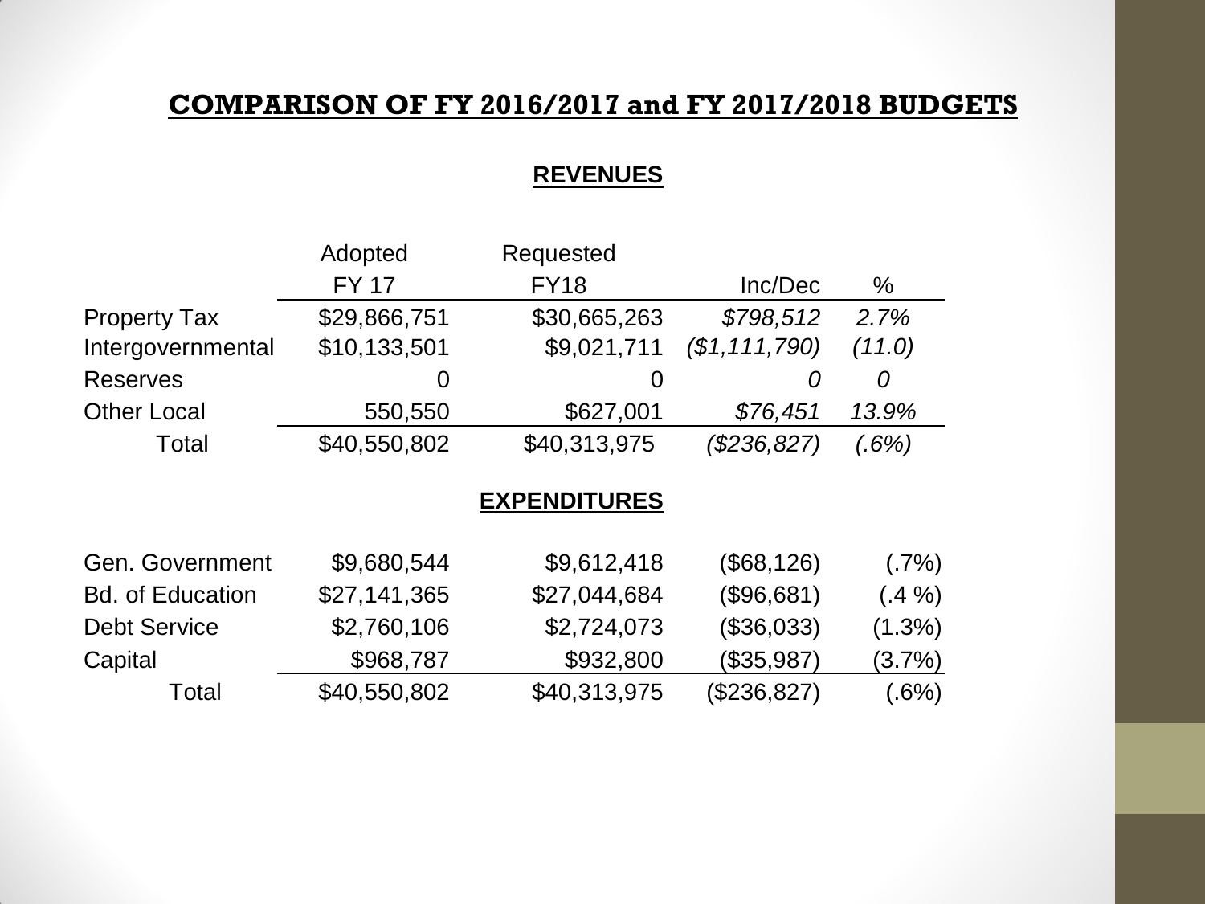# COMPARISON OF FY 2016/2017 and FY 2017/2018 BUDGETS

## REVENUES

| | Adopted FY 17 | Requested FY18 | Inc/Dec | % |
|---|---|---|---|---|
| Property Tax | $29,866,751 | $30,665,263 | *$798,512* | *2.7%* |
| Intergovernmental | $10,133,501 | $9,021,711 | *($1,111,790)* | *(11.0)* |
| Reserves | 0 | 0 | *0* | *0* |
| Other Local | 550,550 | $627,001 | *$76,451* | *13.9%* |
| Total | $40,550,802 | $40,313,975 | *($236,827)* | *(.6%)* |

## EXPENDITURES

| | Adopted FY 17 | Requested FY18 | Inc/Dec | % |
|---|---|---|---|---|
| Gen. Government | $9,680,544 | $9,612,418 | ($68,126) | (.7%) |
| Bd. of Education | $27,141,365 | $27,044,684 | ($96,681) | (.4 %) |
| Debt Service | $2,760,106 | $2,724,073 | ($36,033) | (1.3%) |
| Capital | $968,787 | $932,800 | ($35,987) | (3.7%) |
| Total | $40,550,802 | $40,313,975 | ($236,827) | (.6%) |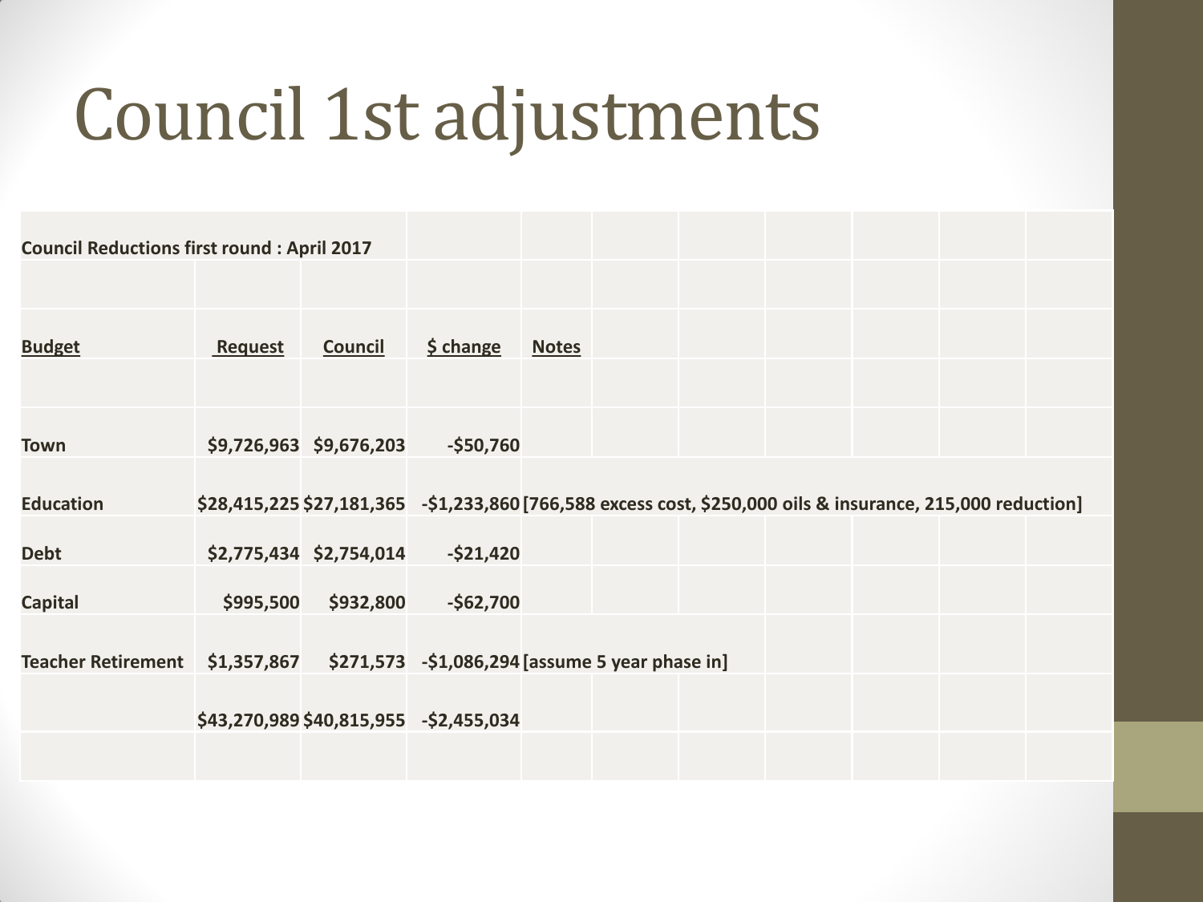# Council 1st adjustments

**Council Reductions first round : April 2017**

| Budget | Request | Council | $ change | Notes |
|---|---|---|---|---|
| Town | $9,726,963 | $9,676,203 | -$50,760 | |
| Education | $28,415,225 | $27,181,365 | -$1,233,860 | [766,588 excess cost, $250,000 oils & insurance, 215,000 reduction] |
| Debt | $2,775,434 | $2,754,014 | -$21,420 | |
| Capital | $995,500 | $932,800 | -$62,700 | |
| Teacher Retirement | $1,357,867 | $271,573 | -$1,086,294 | [assume 5 year phase in] |
| | $43,270,989 | $40,815,955 | -$2,455,034 | |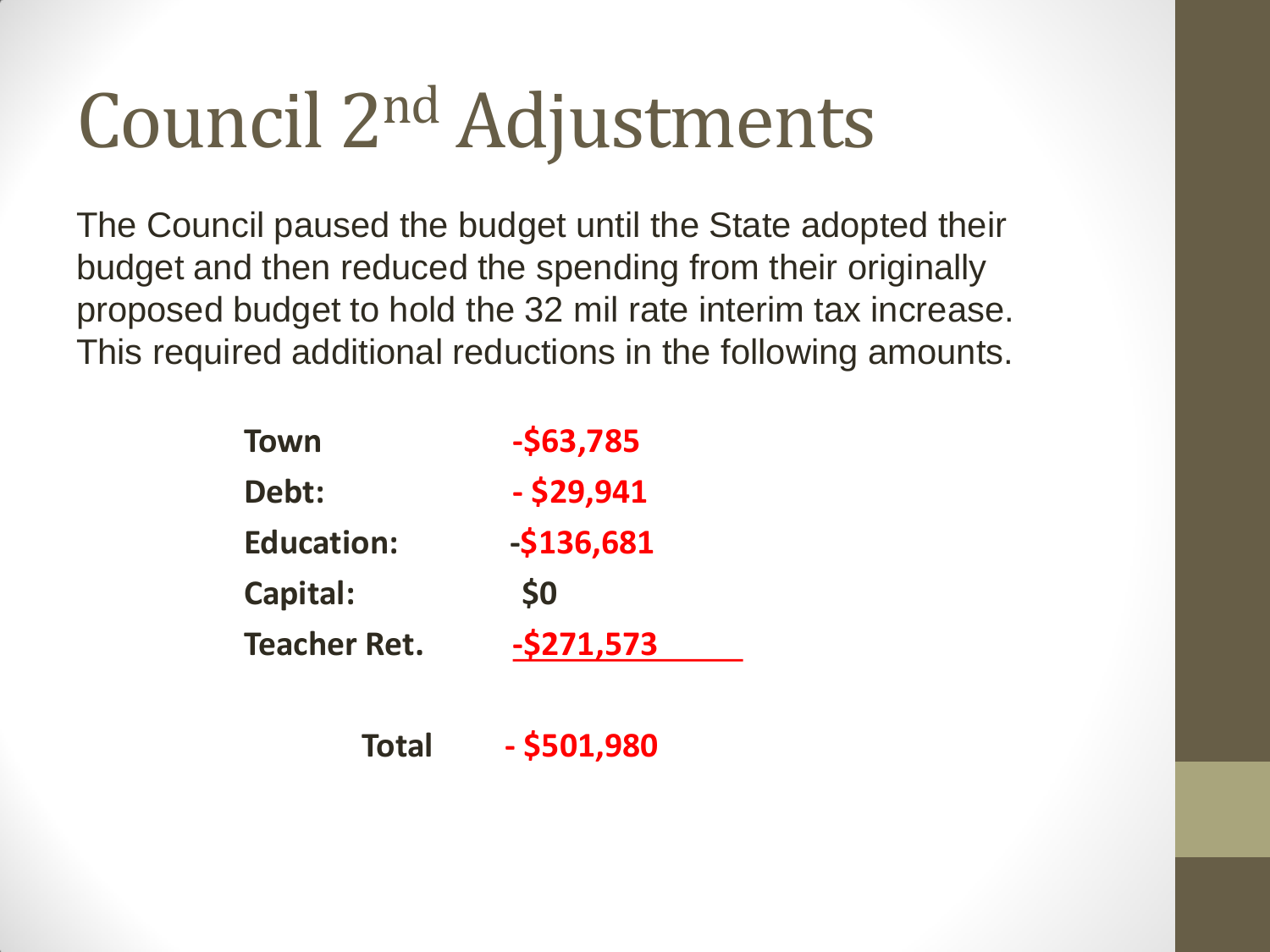# Council 2nd Adjustments

The Council paused the budget until the State adopted their budget and then reduced the spending from their originally proposed budget to hold the 32 mil rate interim tax increase. This required additional reductions in the following amounts.

| | |
|---|---|
| **Town** | **-$63,785** |
| **Debt:** | **- $29,941** |
| **Education:** | **-$136,681** |
| **Capital:** | **$0** |
| **Teacher Ret.** | **-$271,573** |
| **Total** | **- $501,980** |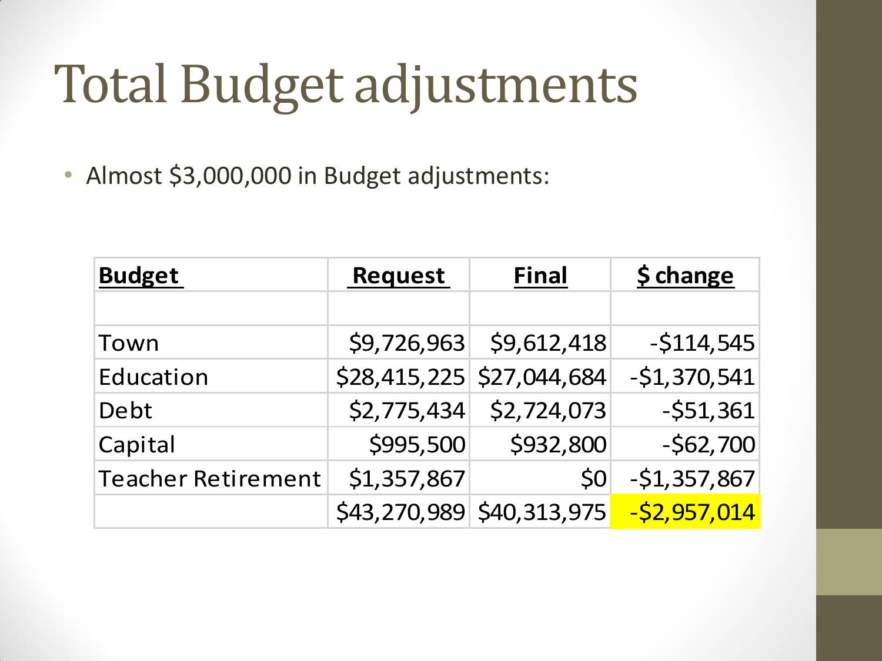# Total Budget adjustments

- Almost $3,000,000 in Budget adjustments:

| Budget | Request | Final | $ change |
|---|---|---|---|
| | | | |
| Town | $9,726,963 | $9,612,418 | -$114,545 |
| Education | $28,415,225 | $27,044,684 | -$1,370,541 |
| Debt | $2,775,434 | $2,724,073 | -$51,361 |
| Capital | $995,500 | $932,800 | -$62,700 |
| Teacher Retirement | $1,357,867 | $0 | -$1,357,867 |
| | $43,270,989 | $40,313,975 | -$2,957,014 |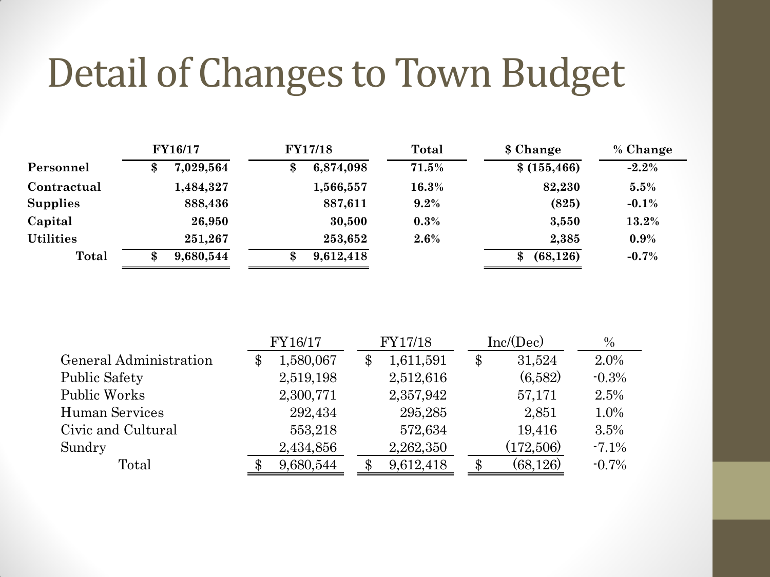# Detail of Changes to Town Budget

| | FY16/17 | FY17/18 | Total | $ Change | % Change |
|---|---|---|---|---|---|
| **Personnel** | **$ 7,029,564** | **$ 6,874,098** | **71.5%** | **$ (155,466)** | **-2.2%** |
| **Contractual** | **1,484,327** | **1,566,557** | **16.3%** | **82,230** | **5.5%** |
| **Supplies** | **888,436** | **887,611** | **9.2%** | **(825)** | **-0.1%** |
| **Capital** | **26,950** | **30,500** | **0.3%** | **3,550** | **13.2%** |
| **Utilities** | **251,267** | **253,652** | **2.6%** | **2,385** | **0.9%** |
| **Total** | **$ 9,680,544** | **$ 9,612,418** | | **$ (68,126)** | **-0.7%** |

| | FY16/17 | FY17/18 | Inc/(Dec) | % |
|---|---|---|---|---|
| General Administration | $ 1,580,067 | $ 1,611,591 | $ 31,524 | 2.0% |
| Public Safety | 2,519,198 | 2,512,616 | (6,582) | -0.3% |
| Public Works | 2,300,771 | 2,357,942 | 57,171 | 2.5% |
| Human Services | 292,434 | 295,285 | 2,851 | 1.0% |
| Civic and Cultural | 553,218 | 572,634 | 19,416 | 3.5% |
| Sundry | 2,434,856 | 2,262,350 | (172,506) | -7.1% |
| Total | $ 9,680,544 | $ 9,612,418 | $ (68,126) | -0.7% |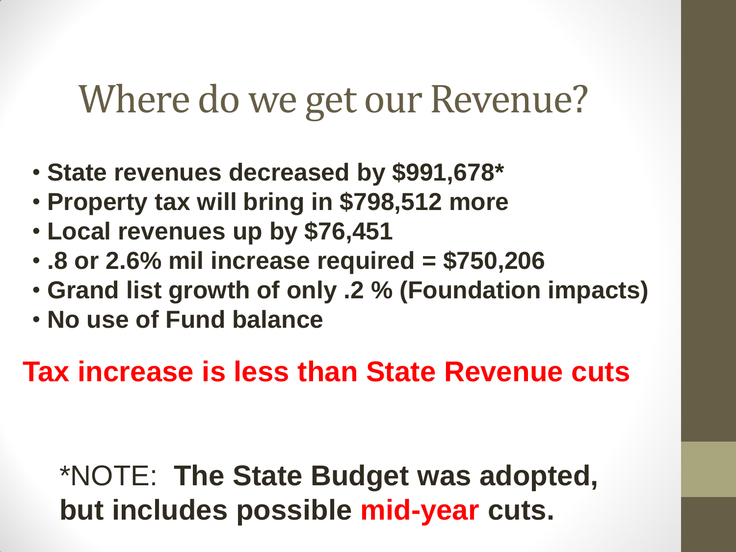# Where do we get our Revenue?

- **State revenues decreased by $991,678***
- **Property tax will bring in $798,512 more**
- **Local revenues up by $76,451**
- **.8 or 2.6% mil increase required = $750,206**
- **Grand list growth of only .2 % (Foundation impacts)**
- **No use of Fund balance**

**Tax increase is less than State Revenue cuts**

*NOTE: **The State Budget was adopted, but includes possible mid-year cuts.**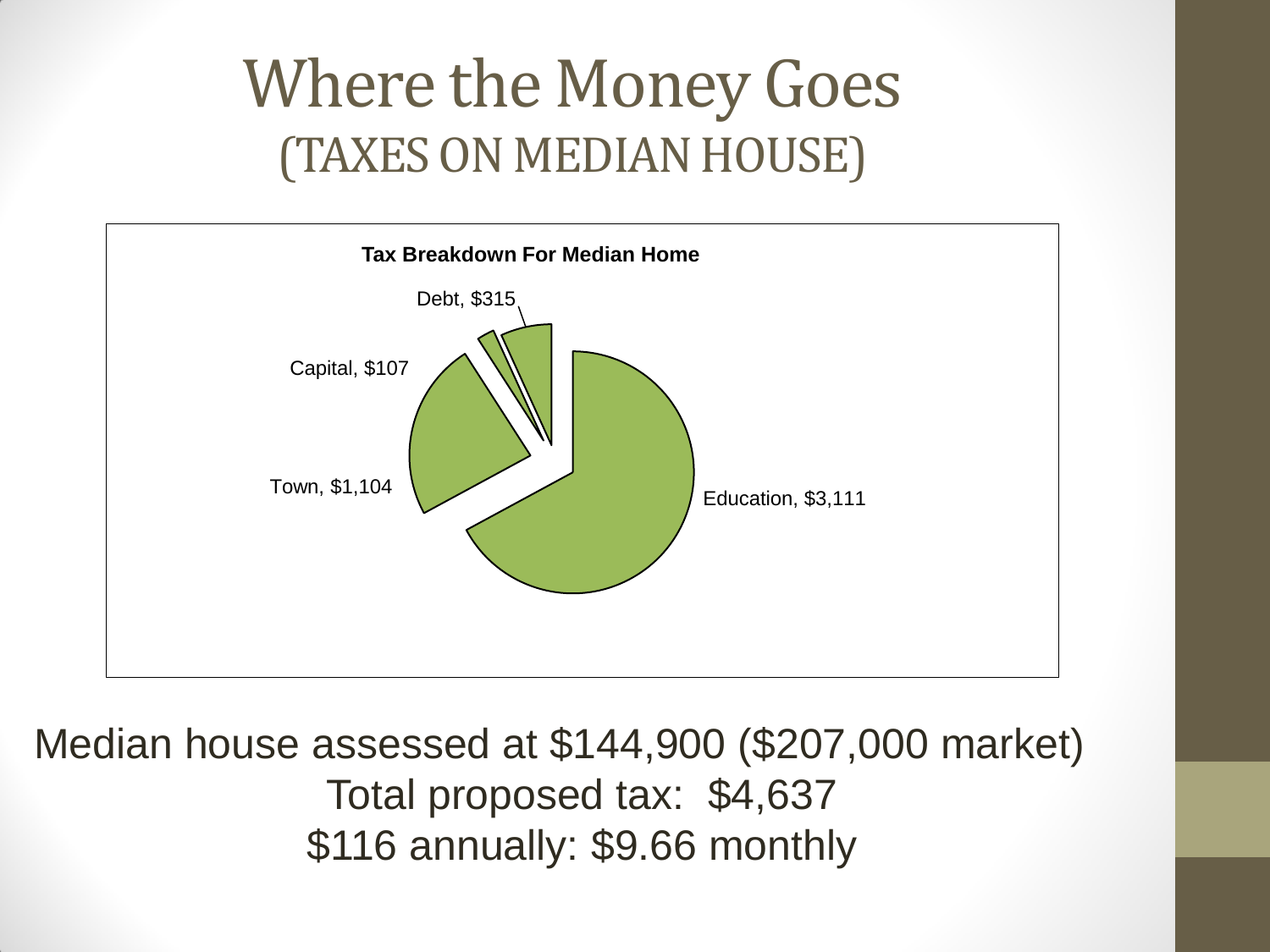# Where the Money Goes
## (TAXES ON MEDIAN HOUSE)

**Tax Breakdown For Median Home**

Debt, $315

Capital, $107

Town, $1,104

Education, $3,111

Median house assessed at $144,900 ($207,000 market)

Total proposed tax: $4,637

$116 annually: $9.66 monthly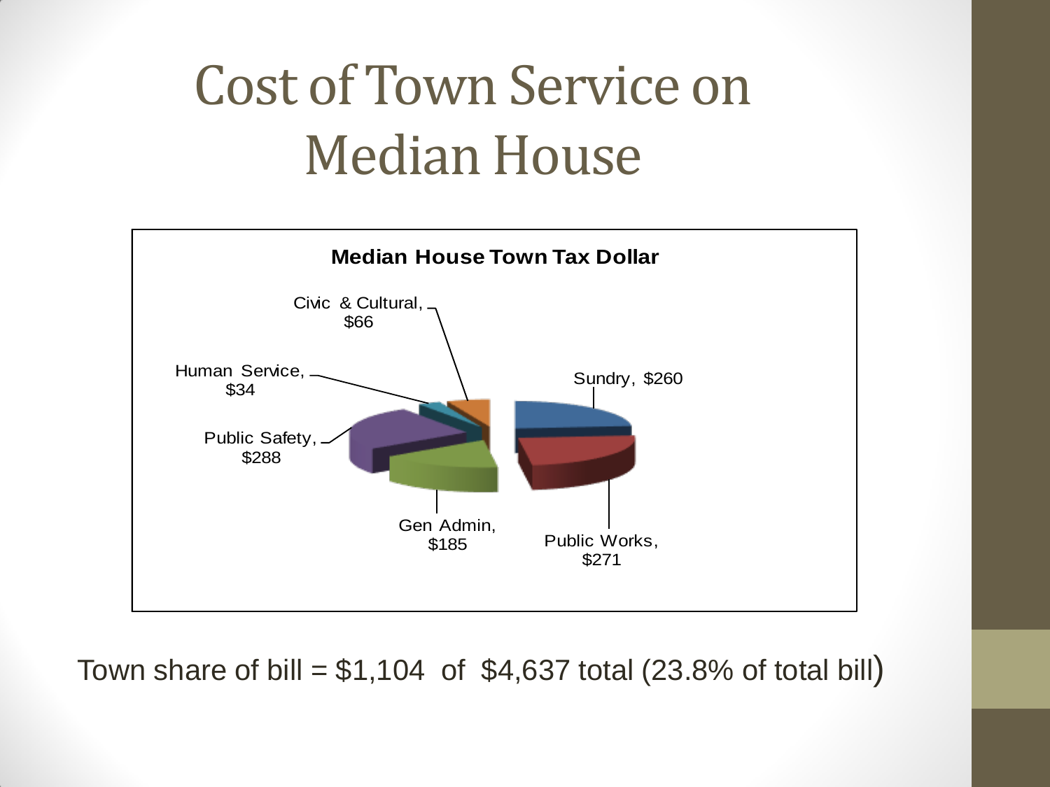# Cost of Town Service on Median House

**Median House Town Tax Dollar**

| Category | Amount |
| --- | --- |
| Sundry | $260 |
| Public Works | $271 |
| Gen Admin | $185 |
| Public Safety | $288 |
| Human Service | $34 |
| Civic & Cultural | $66 |

Town share of bill = $1,104 of $4,637 total (23.8% of total bill)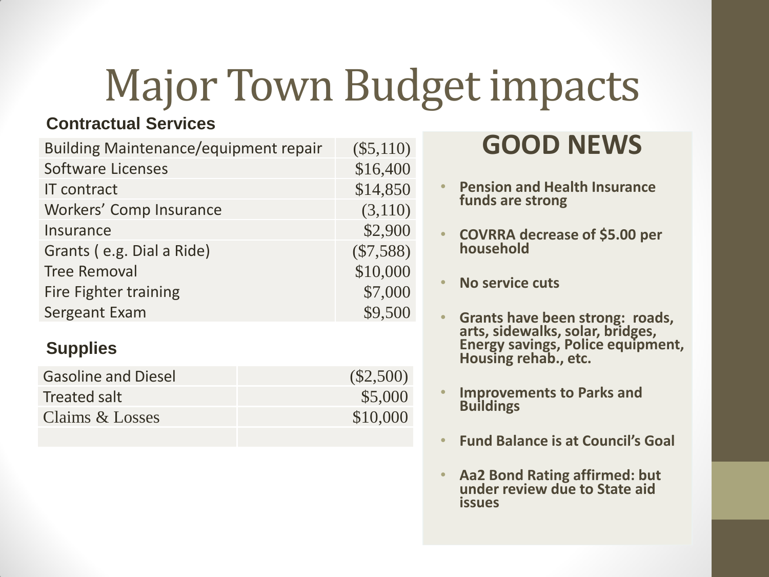# Major Town Budget impacts

### Contractual Services

| | |
|---|---|
| Building Maintenance/equipment repair | ($5,110) |
| Software Licenses | $16,400 |
| IT contract | $14,850 |
| Workers' Comp Insurance | (3,110) |
| Insurance | $2,900 |
| Grants ( e.g. Dial a Ride) | ($7,588) |
| Tree Removal | $10,000 |
| Fire Fighter training | $7,000 |
| Sergeant Exam | $9,500 |

### Supplies

| | |
|---|---|
| Gasoline and Diesel | ($2,500) |
| Treated salt | $5,000 |
| Claims & Losses | $10,000 |
| | |

## GOOD NEWS

- **Pension and Health Insurance funds are strong**
- **COVRRA decrease of $5.00 per household**
- **No service cuts**
- **Grants have been strong: roads, arts, sidewalks, solar, bridges, Energy savings, Police equipment, Housing rehab., etc.**
- **Improvements to Parks and Buildings**
- **Fund Balance is at Council's Goal**
- **Aa2 Bond Rating affirmed: but under review due to State aid issues**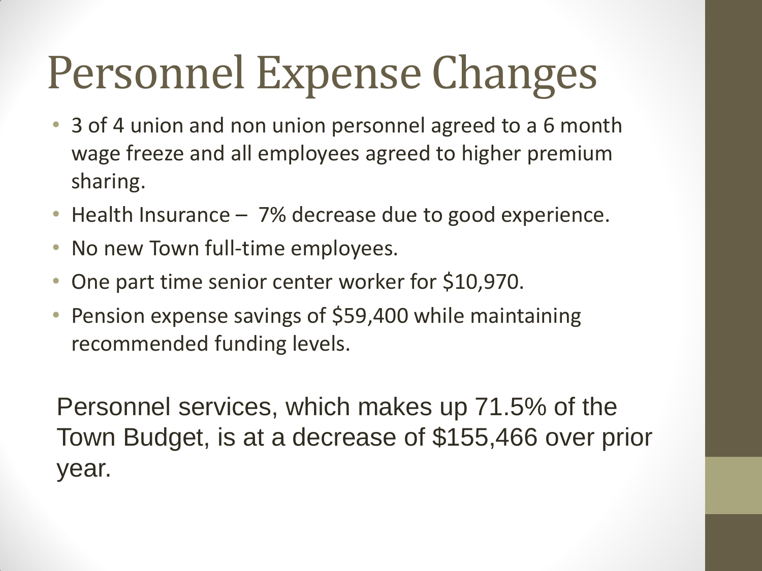# Personnel Expense Changes

- 3 of 4 union and non union personnel agreed to a 6 month wage freeze and all employees agreed to higher premium sharing.
- Health Insurance – 7% decrease due to good experience.
- No new Town full-time employees.
- One part time senior center worker for $10,970.
- Pension expense savings of $59,400 while maintaining recommended funding levels.

Personnel services, which makes up 71.5% of the Town Budget, is at a decrease of $155,466 over prior year.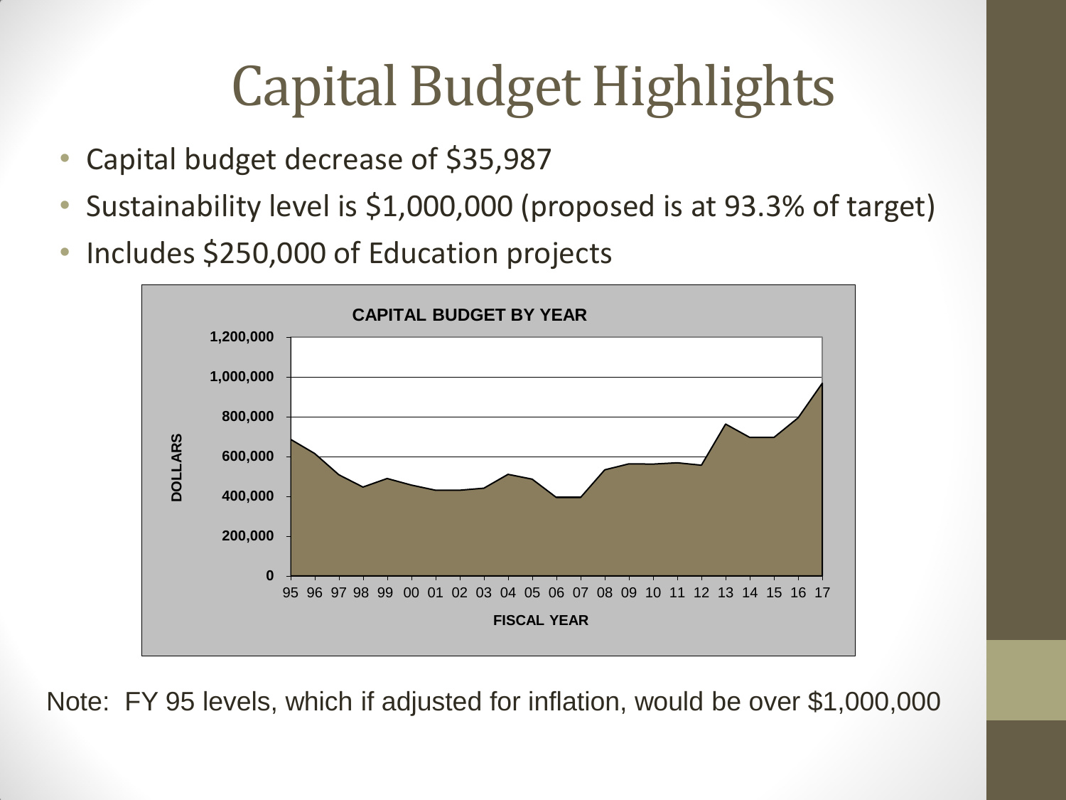# Capital Budget Highlights

- Capital budget decrease of $35,987
- Sustainability level is $1,000,000 (proposed is at 93.3% of target)
- Includes $250,000 of Education projects

CAPITAL BUDGET BY YEAR

Note: FY 95 levels, which if adjusted for inflation, would be over $1,000,000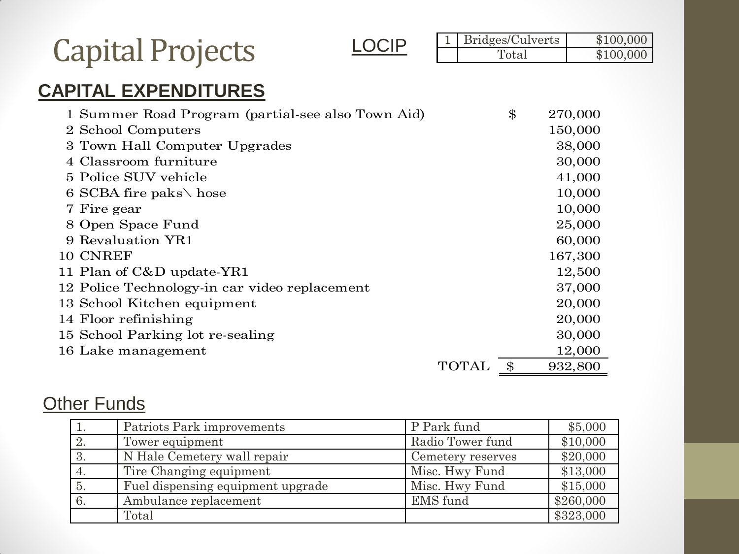# Capital Projects

## LOCIP

| 1 | Bridges/Culverts | $100,000 |
|---|---|---|
| | Total | $100,000 |

## CAPITAL EXPENDITURES

| # | Item | | Amount |
|---|---|---|---|
| 1 | Summer Road Program (partial-see also Town Aid) | $ | 270,000 |
| 2 | School Computers | | 150,000 |
| 3 | Town Hall Computer Upgrades | | 38,000 |
| 4 | Classroom furniture | | 30,000 |
| 5 | Police SUV vehicle | | 41,000 |
| 6 | SCBA fire paks\ hose | | 10,000 |
| 7 | Fire gear | | 10,000 |
| 8 | Open Space Fund | | 25,000 |
| 9 | Revaluation YR1 | | 60,000 |
| 10 | CNREF | | 167,300 |
| 11 | Plan of C&D update-YR1 | | 12,500 |
| 12 | Police Technology-in car video replacement | | 37,000 |
| 13 | School Kitchen equipment | | 20,000 |
| 14 | Floor refinishing | | 20,000 |
| 15 | School Parking lot re-sealing | | 30,000 |
| 16 | Lake management | | 12,000 |
| | TOTAL | $ | 932,800 |

## Other Funds

| # | Project | Fund | Amount |
|---|---|---|---|
| 1. | Patriots Park improvements | P Park fund | $5,000 |
| 2. | Tower equipment | Radio Tower fund | $10,000 |
| 3. | N Hale Cemetery wall repair | Cemetery reserves | $20,000 |
| 4. | Tire Changing equipment | Misc. Hwy Fund | $13,000 |
| 5. | Fuel dispensing equipment upgrade | Misc. Hwy Fund | $15,000 |
| 6. | Ambulance replacement | EMS fund | $260,000 |
| | Total | | $323,000 |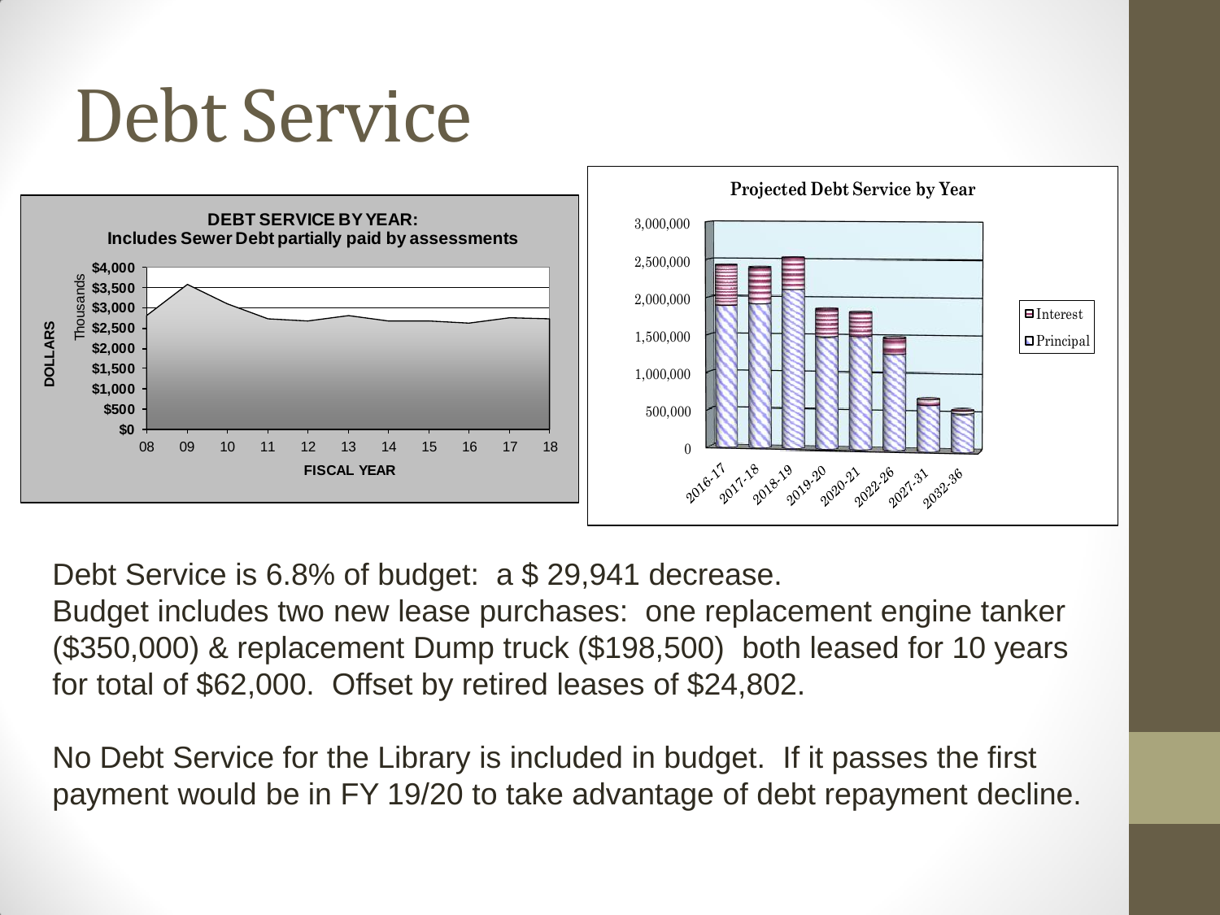# Debt Service

**DEBT SERVICE BY YEAR: Includes Sewer Debt partially paid by assessments**

**Projected Debt Service by Year**

Debt Service is 6.8% of budget: a $ 29,941 decrease.
Budget includes two new lease purchases: one replacement engine tanker ($350,000) & replacement Dump truck ($198,500) both leased for 10 years for total of $62,000. Offset by retired leases of $24,802.

No Debt Service for the Library is included in budget. If it passes the first payment would be in FY 19/20 to take advantage of debt repayment decline.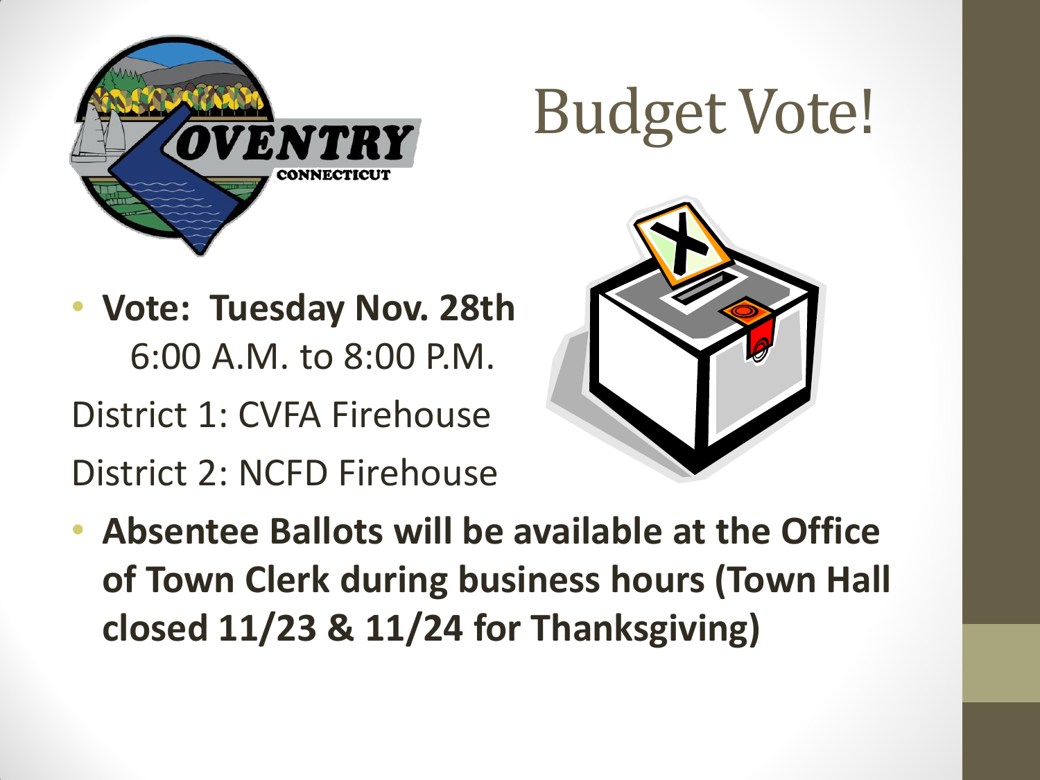# Budget Vote!

- **Vote: Tuesday Nov. 28th**
  6:00 A.M. to 8:00 P.M.

District 1: CVFA Firehouse

District 2: NCFD Firehouse

- **Absentee Ballots will be available at the Office of Town Clerk during business hours (Town Hall closed 11/23 & 11/24 for Thanksgiving)**